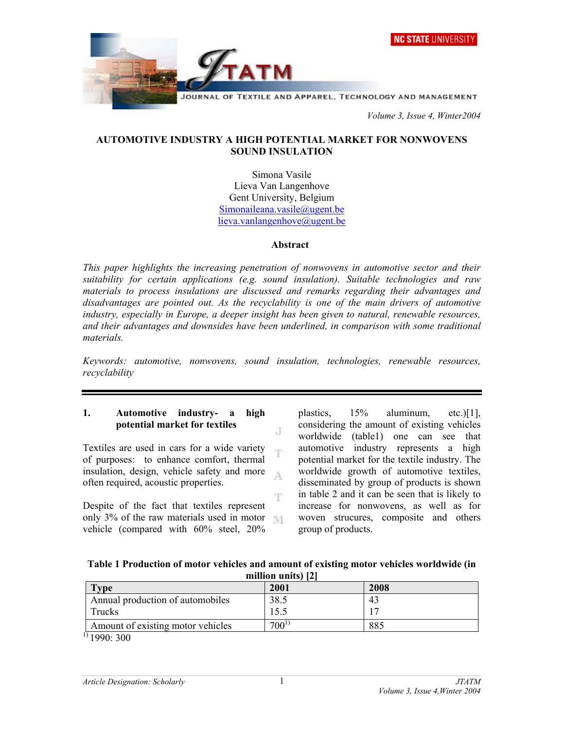# AUTOMOTIVE INDUSTRY A HIGH POTENTIAL MARKET FOR NONWOVENS SOUND INSULATION

Simona Vasile
Lieva Van Langenhove
Gent University, Belgium
Simonaileana.vasile@ugent.be
lieva.vanlangenhove@ugent.be

## Abstract

*This paper highlights the increasing penetration of nonwovens in automotive sector and their suitability for certain applications (e.g. sound insulation). Suitable technologies and raw materials to process insulations are discussed and remarks regarding their advantages and disadvantages are pointed out. As the recyclability is one of the main drivers of automotive industry, especially in Europe, a deeper insight has been given to natural, renewable resources, and their advantages and downsides have been underlined, in comparison with some traditional materials.*

*Keywords: automotive, nonwovens, sound insulation, technologies, renewable resources, recyclability*

## 1. Automotive industry- a high potential market for textiles

Textiles are used in cars for a wide variety of purposes: to enhance comfort, thermal insulation, design, vehicle safety and more often required, acoustic properties.

Despite of the fact that textiles represent only 3% of the raw materials used in motor vehicle (compared with 60% steel, 20% plastics, 15% aluminum, etc.)[1], considering the amount of existing vehicles worldwide (table1) one can see that automotive industry represents a high potential market for the textile industry. The worldwide growth of automotive textiles, disseminated by group of products is shown in table 2 and it can be seen that is likely to increase for nonwovens, as well as for woven strucures, composite and others group of products.

**Table 1 Production of motor vehicles and amount of existing motor vehicles worldwide (in million units) [2]**

| Type | 2001 | 2008 |
|---|---|---|
| Annual production of automobiles<br>Trucks | 38.5<br>15.5 | 43<br>17 |
| Amount of existing motor vehicles | 700[1)] | 885 |

[1)] 1990: 300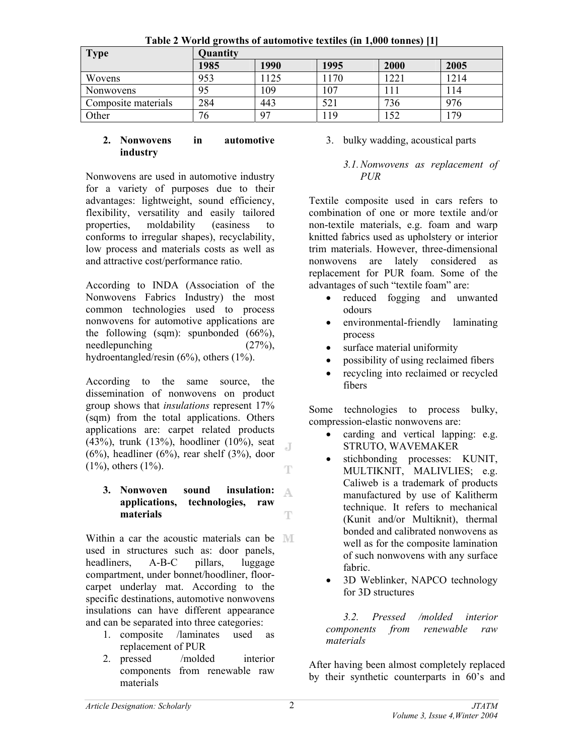**Table 2 World growths of automotive textiles (in 1,000 tonnes) [1]**

| Type | Quantity | | | | |
|---|---|---|---|---|---|
| | 1985 | 1990 | 1995 | 2000 | 2005 |
| Wovens | 953 | 1125 | 1170 | 1221 | 1214 |
| Nonwovens | 95 | 109 | 107 | 111 | 114 |
| Composite materials | 284 | 443 | 521 | 736 | 976 |
| Other | 76 | 97 | 119 | 152 | 179 |

## 2. Nonwovens in automotive industry

Nonwovens are used in automotive industry for a variety of purposes due to their advantages: lightweight, sound efficiency, flexibility, versatility and easily tailored properties, moldability (easiness to conforms to irregular shapes), recyclability, low process and materials costs as well as and attractive cost/performance ratio.

According to INDA (Association of the Nonwovens Fabrics Industry) the most common technologies used to process nonwovens for automotive applications are the following (sqm): spunbonded (66%), needlepunching (27%), hydroentangled/resin (6%), others (1%).

According to the same source, the dissemination of nonwovens on product group shows that *insulations* represent 17% (sqm) from the total applications. Others applications are: carpet related products (43%), trunk (13%), hoodliner (10%), seat (6%), headliner (6%), rear shelf (3%), door (1%), others (1%).

## 3. Nonwoven sound insulation: applications, technologies, raw materials

Within a car the acoustic materials can be used in structures such as: door panels, headliners, A-B-C pillars, luggage compartment, under bonnet/hoodliner, floor-carpet underlay mat. According to the specific destinations, automotive nonwovens insulations can have different appearance and can be separated into three categories:

1. composite /laminates used as replacement of PUR
2. pressed /molded interior components from renewable raw materials
3. bulky wadding, acoustical parts

### *3.1. Nonwovens as replacement of PUR*

Textile composite used in cars refers to combination of one or more textile and/or non-textile materials, e.g. foam and warp knitted fabrics used as upholstery or interior trim materials. However, three-dimensional nonwovens are lately considered as replacement for PUR foam. Some of the advantages of such "textile foam" are:

- reduced fogging and unwanted odours
- environmental-friendly laminating process
- surface material uniformity
- possibility of using reclaimed fibers
- recycling into reclaimed or recycled fibers

Some technologies to process bulky, compression-elastic nonwovens are:

- carding and vertical lapping: e.g. STRUTO, WAVEMAKER
- stichbonding processes: KUNIT, MULTIKNIT, MALIVLIES; e.g. Caliweb is a trademark of products manufactured by use of Kalitherm technique. It refers to mechanical (Kunit and/or Multiknit), thermal bonded and calibrated nonwovens as well as for the composite lamination of such nonwovens with any surface fabric.
- 3D Weblinker, NAPCO technology for 3D structures

### *3.2. Pressed /molded interior components from renewable raw materials*

After having been almost completely replaced by their synthetic counterparts in 60's and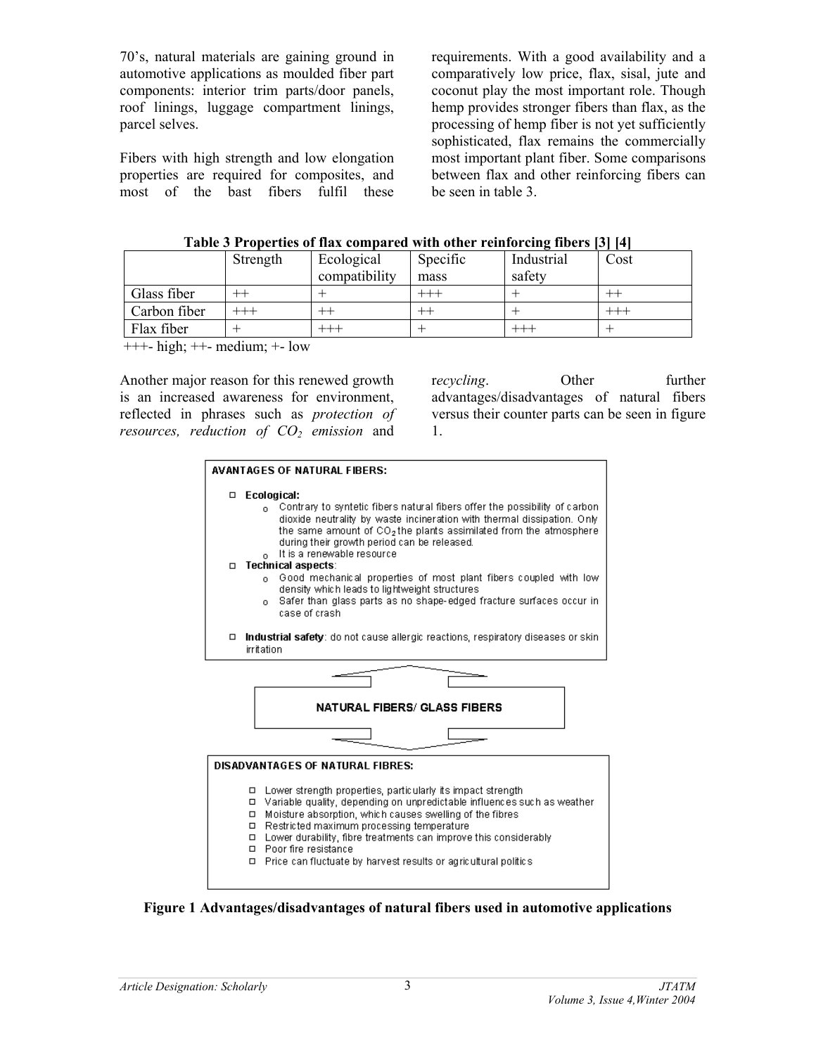70's, natural materials are gaining ground in automotive applications as moulded fiber part components: interior trim parts/door panels, roof linings, luggage compartment linings, parcel selves.

Fibers with high strength and low elongation properties are required for composites, and most of the bast fibers fulfil these requirements. With a good availability and a comparatively low price, flax, sisal, jute and coconut play the most important role. Though hemp provides stronger fibers than flax, as the processing of hemp fiber is not yet sufficiently sophisticated, flax remains the commercially most important plant fiber. Some comparisons between flax and other reinforcing fibers can be seen in table 3.

**Table 3 Properties of flax compared with other reinforcing fibers [3] [4]**

| | Strength | Ecological compatibility | Specific mass | Industrial safety | Cost |
|---|---|---|---|---|---|
| Glass fiber | ++ | + | +++ | + | ++ |
| Carbon fiber | +++ | ++ | ++ | + | +++ |
| Flax fiber | + | +++ | + | +++ | + |

+++- high; ++- medium; +- low

Another major reason for this renewed growth is an increased awareness for environment, reflected in phrases such as *protection of resources, reduction of $CO_2$ emission* and r*ecycling*. Other further advantages/disadvantages of natural fibers versus their counter parts can be seen in figure 1.

**AVANTAGES OF NATURAL FIBERS:**

- **Ecological:**
  - Contrary to syntetic fibers natural fibers offer the possibility of carbon dioxide neutrality by waste incineration with thermal dissipation. Only the same amount of $CO_2$ the plants assimilated from the atmosphere during their growth period can be released.
  - It is a renewable resource
- **Technical aspects**:
  - Good mechanical properties of most plant fibers coupled with low density which leads to lightweight structures
  - Safer than glass parts as no shape-edged fracture surfaces occur in case of crash
- **Industrial safety**: do not cause allergic reactions, respiratory diseases or skin irritation

**NATURAL FIBERS/ GLASS FIBERS**

**DISADVANTAGES OF NATURAL FIBRES:**

- Lower strength properties, particularly its impact strength
- Variable quality, depending on unpredictable influences such as weather
- Moisture absorption, which causes swelling of the fibres
- Restricted maximum processing temperature
- Lower durability, fibre treatments can improve this considerably
- Poor fire resistance
- Price can fluctuate by harvest results or agricultural politics

**Figure 1 Advantages/disadvantages of natural fibers used in automotive applications**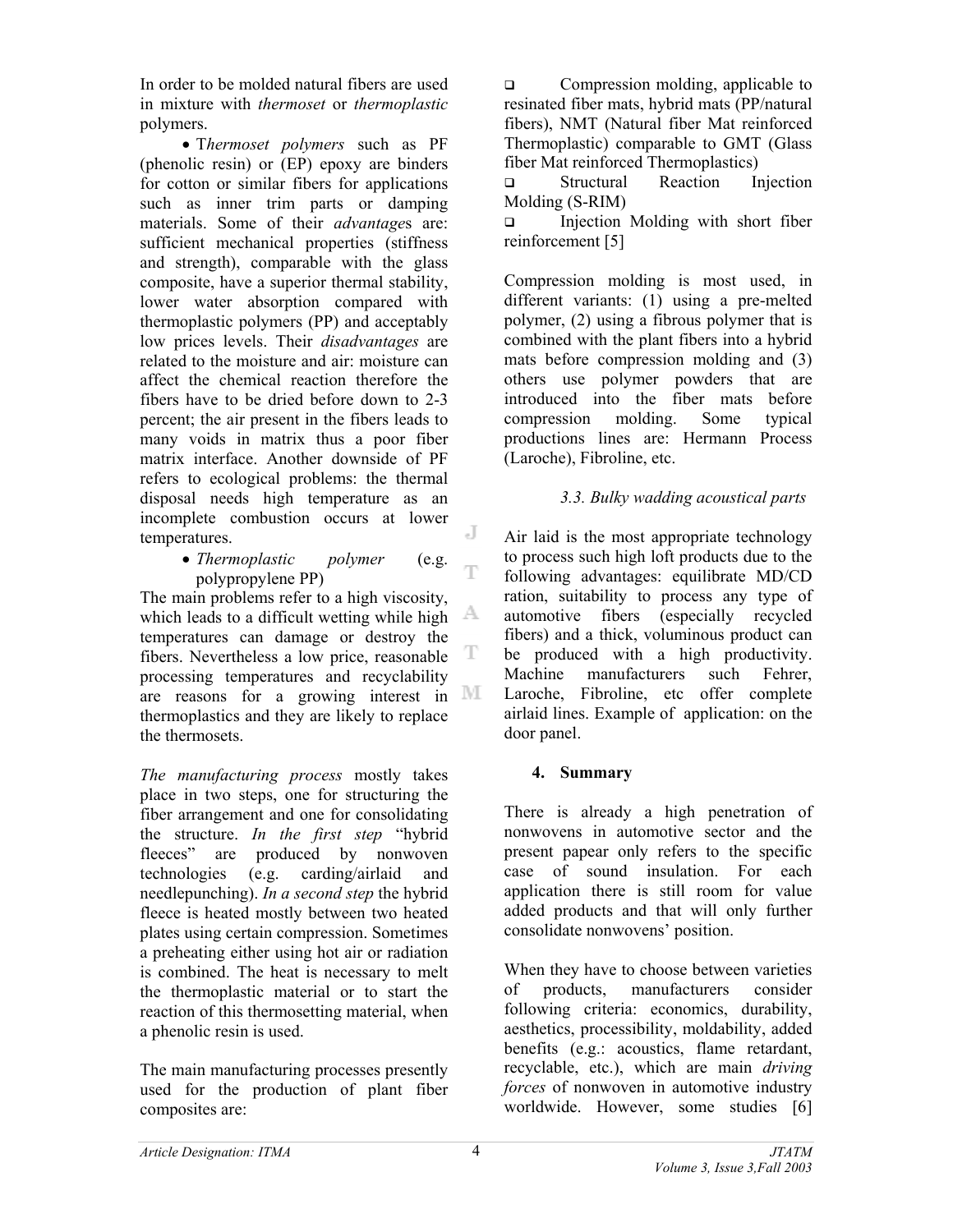In order to be molded natural fibers are used in mixture with *thermoset* or *thermoplastic* polymers.

- T*hermoset polymers* such as PF (phenolic resin) or (EP) epoxy are binders for cotton or similar fibers for applications such as inner trim parts or damping materials. Some of their *advantage*s are: sufficient mechanical properties (stiffness and strength), comparable with the glass composite, have a superior thermal stability, lower water absorption compared with thermoplastic polymers (PP) and acceptably low prices levels. Their *disadvantages* are related to the moisture and air: moisture can affect the chemical reaction therefore the fibers have to be dried before down to 2-3 percent; the air present in the fibers leads to many voids in matrix thus a poor fiber matrix interface. Another downside of PF refers to ecological problems: the thermal disposal needs high temperature as an incomplete combustion occurs at lower temperatures.

- *Thermoplastic polymer* (e.g. polypropylene PP)

The main problems refer to a high viscosity, which leads to a difficult wetting while high temperatures can damage or destroy the fibers. Nevertheless a low price, reasonable processing temperatures and recyclability are reasons for a growing interest in thermoplastics and they are likely to replace the thermosets.

*The manufacturing process* mostly takes place in two steps, one for structuring the fiber arrangement and one for consolidating the structure. *In the first step* "hybrid fleeces" are produced by nonwoven technologies (e.g. carding/airlaid and needlepunching). *In a second step* the hybrid fleece is heated mostly between two heated plates using certain compression. Sometimes a preheating either using hot air or radiation is combined. The heat is necessary to melt the thermoplastic material or to start the reaction of this thermosetting material, when a phenolic resin is used.

The main manufacturing processes presently used for the production of plant fiber composites are:

- Compression molding, applicable to resinated fiber mats, hybrid mats (PP/natural fibers), NMT (Natural fiber Mat reinforced Thermoplastic) comparable to GMT (Glass fiber Mat reinforced Thermoplastics)
- Structural Reaction Injection Molding (S-RIM)
- Injection Molding with short fiber reinforcement [5]

Compression molding is most used, in different variants: (1) using a pre-melted polymer, (2) using a fibrous polymer that is combined with the plant fibers into a hybrid mats before compression molding and (3) others use polymer powders that are introduced into the fiber mats before compression molding. Some typical productions lines are: Hermann Process (Laroche), Fibroline, etc.

### *3.3. Bulky wadding acoustical parts*

Air laid is the most appropriate technology to process such high loft products due to the following advantages: equilibrate MD/CD ration, suitability to process any type of automotive fibers (especially recycled fibers) and a thick, voluminous product can be produced with a high productivity. Machine manufacturers such Fehrer, Laroche, Fibroline, etc offer complete airlaid lines. Example of application: on the door panel.

## 4. Summary

There is already a high penetration of nonwovens in automotive sector and the present papear only refers to the specific case of sound insulation. For each application there is still room for value added products and that will only further consolidate nonwovens' position.

When they have to choose between varieties of products, manufacturers consider following criteria: economics, durability, aesthetics, processibility, moldability, added benefits (e.g.: acoustics, flame retardant, recyclable, etc.), which are main *driving forces* of nonwoven in automotive industry worldwide. However, some studies [6]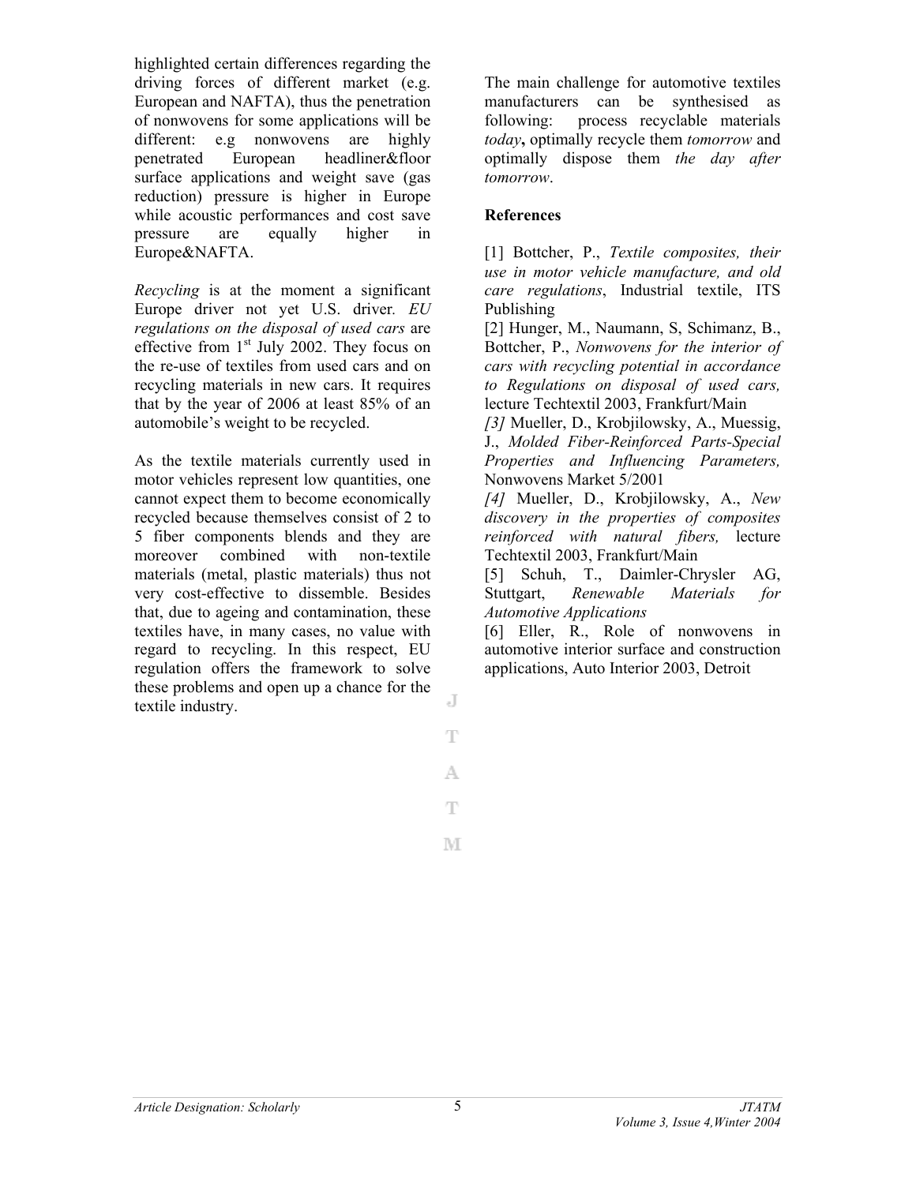highlighted certain differences regarding the driving forces of different market (e.g. European and NAFTA), thus the penetration of nonwovens for some applications will be different: e.g nonwovens are highly penetrated European headliner&floor surface applications and weight save (gas reduction) pressure is higher in Europe while acoustic performances and cost save pressure are equally higher in Europe&NAFTA.

*Recycling* is at the moment a significant Europe driver not yet U.S. driver. *EU regulations on the disposal of used cars* are effective from 1st July 2002. They focus on the re-use of textiles from used cars and on recycling materials in new cars. It requires that by the year of 2006 at least 85% of an automobile's weight to be recycled.

As the textile materials currently used in motor vehicles represent low quantities, one cannot expect them to become economically recycled because themselves consist of 2 to 5 fiber components blends and they are moreover combined with non-textile materials (metal, plastic materials) thus not very cost-effective to dissemble. Besides that, due to ageing and contamination, these textiles have, in many cases, no value with regard to recycling. In this respect, EU regulation offers the framework to solve these problems and open up a chance for the textile industry.

The main challenge for automotive textiles manufacturers can be synthesised as following: process recyclable materials *today*, optimally recycle them *tomorrow* and optimally dispose them *the day after tomorrow*.

## References

[1] Bottcher, P., *Textile composites, their use in motor vehicle manufacture, and old care regulations*, Industrial textile, ITS Publishing

[2] Hunger, M., Naumann, S, Schimanz, B., Bottcher, P., *Nonwovens for the interior of cars with recycling potential in accordance to Regulations on disposal of used cars,* lecture Techtextil 2003, Frankfurt/Main

*[3]* Mueller, D., Krobjilowsky, A., Muessig, J., *Molded Fiber-Reinforced Parts-Special Properties and Influencing Parameters,* Nonwovens Market 5/2001

*[4]* Mueller, D., Krobjilowsky, A., *New discovery in the properties of composites reinforced with natural fibers,* lecture Techtextil 2003, Frankfurt/Main

[5] Schuh, T., Daimler-Chrysler AG, Stuttgart, *Renewable Materials for Automotive Applications*

[6] Eller, R., Role of nonwovens in automotive interior surface and construction applications, Auto Interior 2003, Detroit